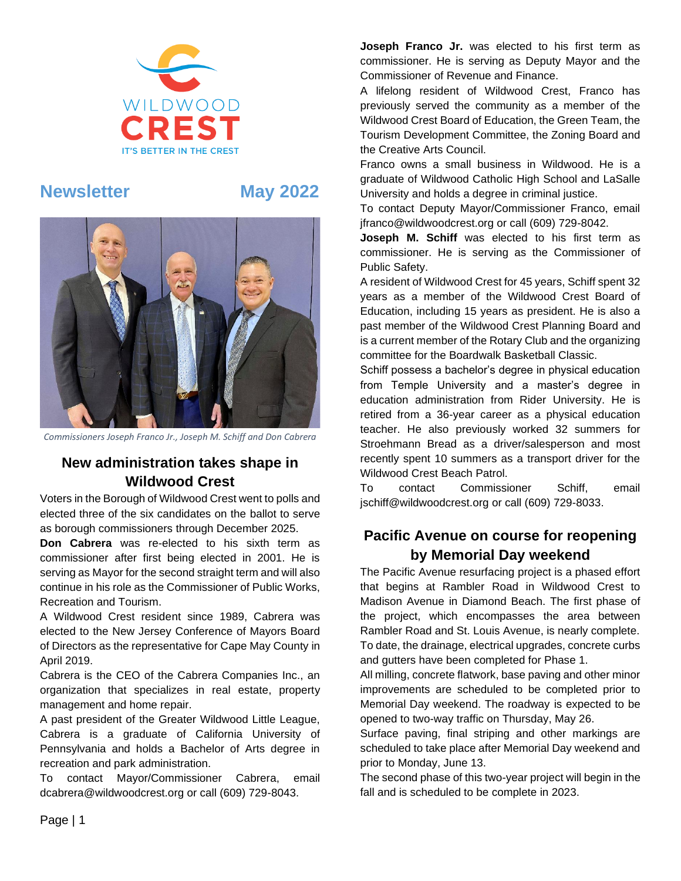WILDWOOD CREST

IT'S BETTER IN THE CREST

# Newsletter May 2022

Commissioners Joseph Franco Jr., Joseph M. Schiff and Don Cabrera

## New administration takes shape in Wildwood Crest

Voters in the Borough of Wildwood Crest went to polls and elected three of the six candidates on the ballot to serve as borough commissioners through December 2025.

**Don Cabrera** was re-elected to his sixth term as commissioner after first being elected in 2001. He is serving as Mayor for the second straight term and will also continue in his role as the Commissioner of Public Works, Recreation and Tourism.

A Wildwood Crest resident since 1989, Cabrera was elected to the New Jersey Conference of Mayors Board of Directors as the representative for Cape May County in April 2019.

Cabrera is the CEO of the Cabrera Companies Inc., an organization that specializes in real estate, property management and home repair.

A past president of the Greater Wildwood Little League, Cabrera is a graduate of California University of Pennsylvania and holds a Bachelor of Arts degree in recreation and park administration.

To contact Mayor/Commissioner Cabrera, email dcabrera@wildwoodcrest.org or call (609) 729-8043.

**Joseph Franco Jr.** was elected to his first term as commissioner. He is serving as Deputy Mayor and the Commissioner of Revenue and Finance.

A lifelong resident of Wildwood Crest, Franco has previously served the community as a member of the Wildwood Crest Board of Education, the Green Team, the Tourism Development Committee, the Zoning Board and the Creative Arts Council.

Franco owns a small business in Wildwood. He is a graduate of Wildwood Catholic High School and LaSalle University and holds a degree in criminal justice.

To contact Deputy Mayor/Commissioner Franco, email jfranco@wildwoodcrest.org or call (609) 729-8042.

**Joseph M. Schiff** was elected to his first term as commissioner. He is serving as the Commissioner of Public Safety.

A resident of Wildwood Crest for 45 years, Schiff spent 32 years as a member of the Wildwood Crest Board of Education, including 15 years as president. He is also a past member of the Wildwood Crest Planning Board and is a current member of the Rotary Club and the organizing committee for the Boardwalk Basketball Classic.

Schiff possess a bachelor's degree in physical education from Temple University and a master's degree in education administration from Rider University. He is retired from a 36-year career as a physical education teacher. He also previously worked 32 summers for Stroehmann Bread as a driver/salesperson and most recently spent 10 summers as a transport driver for the Wildwood Crest Beach Patrol.

To contact Commissioner Schiff, email jschiff@wildwoodcrest.org or call (609) 729-8033.

## Pacific Avenue on course for reopening by Memorial Day weekend

The Pacific Avenue resurfacing project is a phased effort that begins at Rambler Road in Wildwood Crest to Madison Avenue in Diamond Beach. The first phase of the project, which encompasses the area between Rambler Road and St. Louis Avenue, is nearly complete. To date, the drainage, electrical upgrades, concrete curbs and gutters have been completed for Phase 1.

All milling, concrete flatwork, base paving and other minor improvements are scheduled to be completed prior to Memorial Day weekend. The roadway is expected to be opened to two-way traffic on Thursday, May 26.

Surface paving, final striping and other markings are scheduled to take place after Memorial Day weekend and prior to Monday, June 13.

The second phase of this two-year project will begin in the fall and is scheduled to be complete in 2023.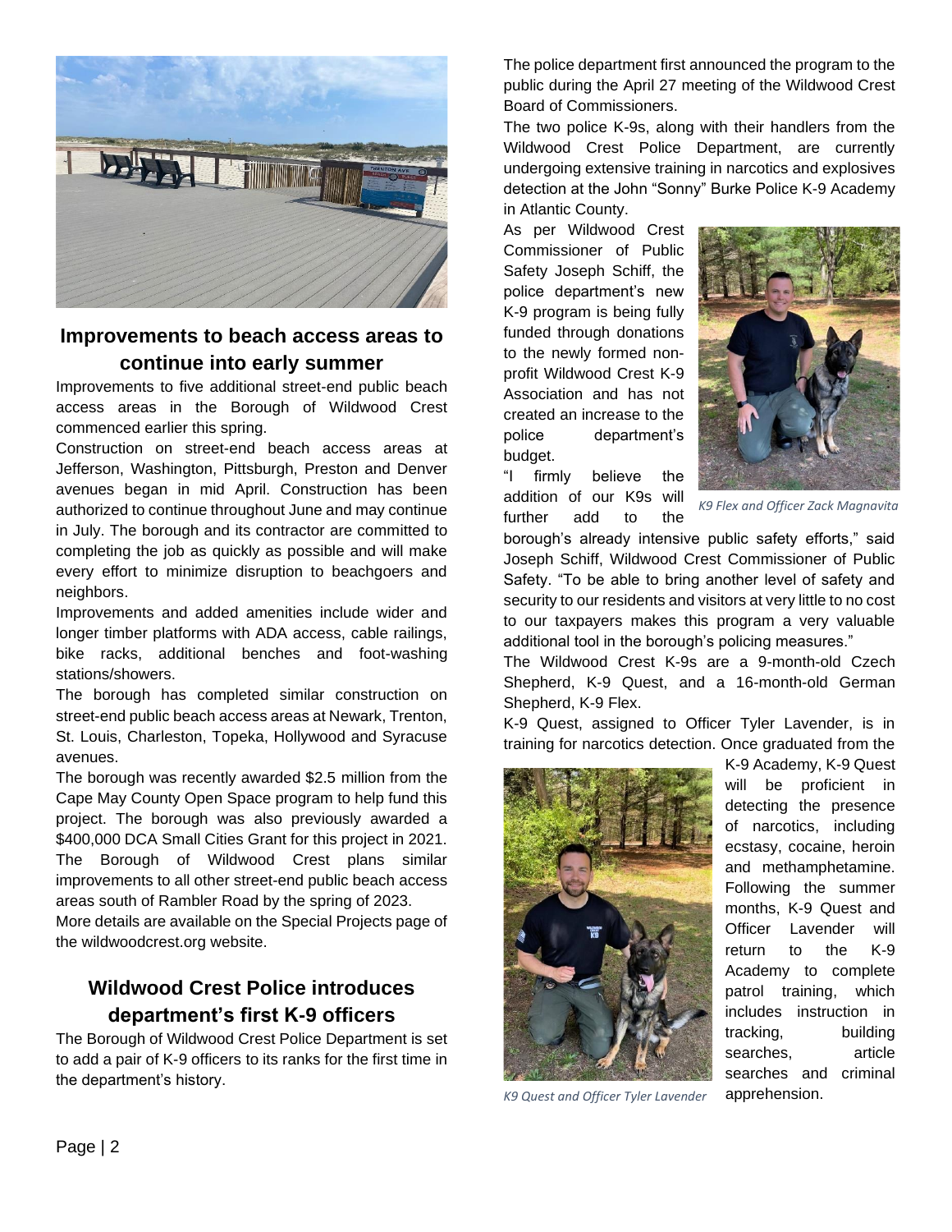## Improvements to beach access areas to continue into early summer

Improvements to five additional street-end public beach access areas in the Borough of Wildwood Crest commenced earlier this spring.

Construction on street-end beach access areas at Jefferson, Washington, Pittsburgh, Preston and Denver avenues began in mid April. Construction has been authorized to continue throughout June and may continue in July. The borough and its contractor are committed to completing the job as quickly as possible and will make every effort to minimize disruption to beachgoers and neighbors.

Improvements and added amenities include wider and longer timber platforms with ADA access, cable railings, bike racks, additional benches and foot-washing stations/showers.

The borough has completed similar construction on street-end public beach access areas at Newark, Trenton, St. Louis, Charleston, Topeka, Hollywood and Syracuse avenues.

The borough was recently awarded $2.5 million from the Cape May County Open Space program to help fund this project. The borough was also previously awarded a $400,000 DCA Small Cities Grant for this project in 2021.

The Borough of Wildwood Crest plans similar improvements to all other street-end public beach access areas south of Rambler Road by the spring of 2023.

More details are available on the Special Projects page of the wildwoodcrest.org website.

## Wildwood Crest Police introduces department's first K-9 officers

The Borough of Wildwood Crest Police Department is set to add a pair of K-9 officers to its ranks for the first time in the department's history.

The police department first announced the program to the public during the April 27 meeting of the Wildwood Crest Board of Commissioners.

The two police K-9s, along with their handlers from the Wildwood Crest Police Department, are currently undergoing extensive training in narcotics and explosives detection at the John "Sonny" Burke Police K-9 Academy in Atlantic County.

As per Wildwood Crest Commissioner of Public Safety Joseph Schiff, the police department's new K-9 program is being fully funded through donations to the newly formed non-profit Wildwood Crest K-9 Association and has not created an increase to the police department's budget.

*K9 Flex and Officer Zack Magnavita*

"I firmly believe the addition of our K9s will further add to the borough's already intensive public safety efforts," said Joseph Schiff, Wildwood Crest Commissioner of Public Safety. "To be able to bring another level of safety and security to our residents and visitors at very little to no cost to our taxpayers makes this program a very valuable additional tool in the borough's policing measures."

The Wildwood Crest K-9s are a 9-month-old Czech Shepherd, K-9 Quest, and a 16-month-old German Shepherd, K-9 Flex.

K-9 Quest, assigned to Officer Tyler Lavender, is in training for narcotics detection. Once graduated from the K-9 Academy, K-9 Quest will be proficient in detecting the presence of narcotics, including ecstasy, cocaine, heroin and methamphetamine. Following the summer months, K-9 Quest and Officer Lavender will return to the K-9 Academy to complete patrol training, which includes instruction in tracking, building searches, article searches and criminal apprehension.

*K9 Quest and Officer Tyler Lavender*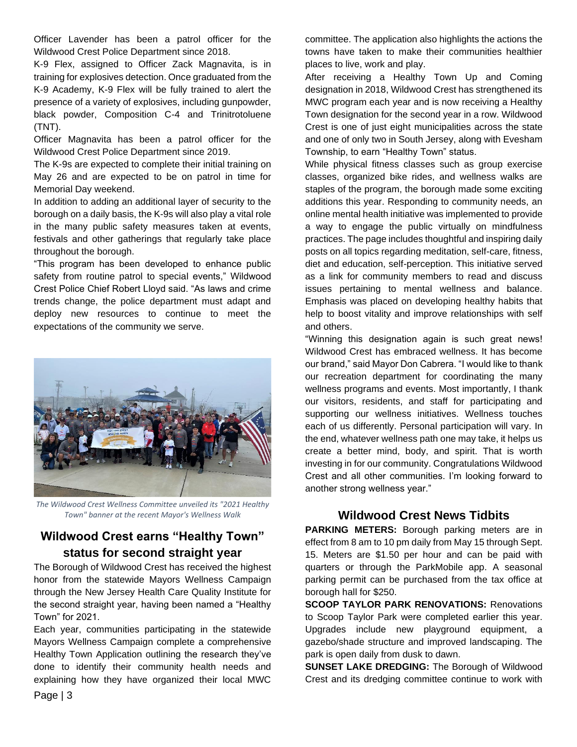Officer Lavender has been a patrol officer for the Wildwood Crest Police Department since 2018.

K-9 Flex, assigned to Officer Zack Magnavita, is in training for explosives detection. Once graduated from the K-9 Academy, K-9 Flex will be fully trained to alert the presence of a variety of explosives, including gunpowder, black powder, Composition C-4 and Trinitrotoluene (TNT).

Officer Magnavita has been a patrol officer for the Wildwood Crest Police Department since 2019.

The K-9s are expected to complete their initial training on May 26 and are expected to be on patrol in time for Memorial Day weekend.

In addition to adding an additional layer of security to the borough on a daily basis, the K-9s will also play a vital role in the many public safety measures taken at events, festivals and other gatherings that regularly take place throughout the borough.

"This program has been developed to enhance public safety from routine patrol to special events," Wildwood Crest Police Chief Robert Lloyd said. "As laws and crime trends change, the police department must adapt and deploy new resources to continue to meet the expectations of the community we serve.

*The Wildwood Crest Wellness Committee unveiled its "2021 Healthy Town" banner at the recent Mayor's Wellness Walk*

## Wildwood Crest earns "Healthy Town" status for second straight year

The Borough of Wildwood Crest has received the highest honor from the statewide Mayors Wellness Campaign through the New Jersey Health Care Quality Institute for the second straight year, having been named a "Healthy Town" for 2021.

Each year, communities participating in the statewide Mayors Wellness Campaign complete a comprehensive Healthy Town Application outlining the research they've done to identify their community health needs and explaining how they have organized their local MWC committee. The application also highlights the actions the towns have taken to make their communities healthier places to live, work and play.

After receiving a Healthy Town Up and Coming designation in 2018, Wildwood Crest has strengthened its MWC program each year and is now receiving a Healthy Town designation for the second year in a row. Wildwood Crest is one of just eight municipalities across the state and one of only two in South Jersey, along with Evesham Township, to earn "Healthy Town" status.

While physical fitness classes such as group exercise classes, organized bike rides, and wellness walks are staples of the program, the borough made some exciting additions this year. Responding to community needs, an online mental health initiative was implemented to provide a way to engage the public virtually on mindfulness practices. The page includes thoughtful and inspiring daily posts on all topics regarding meditation, self-care, fitness, diet and education, self-perception. This initiative served as a link for community members to read and discuss issues pertaining to mental wellness and balance. Emphasis was placed on developing healthy habits that help to boost vitality and improve relationships with self and others.

"Winning this designation again is such great news! Wildwood Crest has embraced wellness. It has become our brand," said Mayor Don Cabrera. "I would like to thank our recreation department for coordinating the many wellness programs and events. Most importantly, I thank our visitors, residents, and staff for participating and supporting our wellness initiatives. Wellness touches each of us differently. Personal participation will vary. In the end, whatever wellness path one may take, it helps us create a better mind, body, and spirit. That is worth investing in for our community. Congratulations Wildwood Crest and all other communities. I'm looking forward to another strong wellness year."

## Wildwood Crest News Tidbits

**PARKING METERS:** Borough parking meters are in effect from 8 am to 10 pm daily from May 15 through Sept. 15. Meters are $1.50 per hour and can be paid with quarters or through the ParkMobile app. A seasonal parking permit can be purchased from the tax office at borough hall for $250.

**SCOOP TAYLOR PARK RENOVATIONS:** Renovations to Scoop Taylor Park were completed earlier this year. Upgrades include new playground equipment, a gazebo/shade structure and improved landscaping. The park is open daily from dusk to dawn.

**SUNSET LAKE DREDGING:** The Borough of Wildwood Crest and its dredging committee continue to work with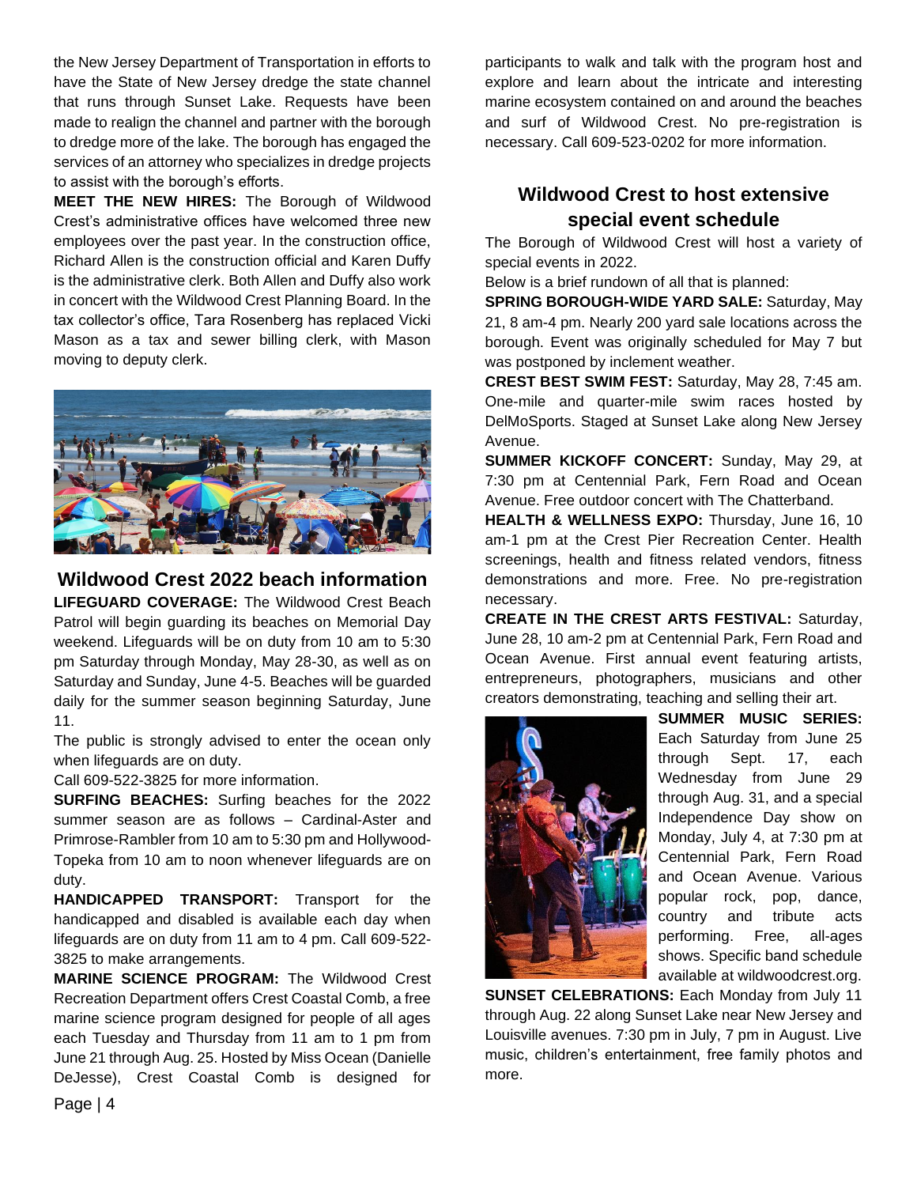the New Jersey Department of Transportation in efforts to have the State of New Jersey dredge the state channel that runs through Sunset Lake. Requests have been made to realign the channel and partner with the borough to dredge more of the lake. The borough has engaged the services of an attorney who specializes in dredge projects to assist with the borough's efforts.

**MEET THE NEW HIRES:** The Borough of Wildwood Crest's administrative offices have welcomed three new employees over the past year. In the construction office, Richard Allen is the construction official and Karen Duffy is the administrative clerk. Both Allen and Duffy also work in concert with the Wildwood Crest Planning Board. In the tax collector's office, Tara Rosenberg has replaced Vicki Mason as a tax and sewer billing clerk, with Mason moving to deputy clerk.

## Wildwood Crest 2022 beach information

**LIFEGUARD COVERAGE:** The Wildwood Crest Beach Patrol will begin guarding its beaches on Memorial Day weekend. Lifeguards will be on duty from 10 am to 5:30 pm Saturday through Monday, May 28-30, as well as on Saturday and Sunday, June 4-5. Beaches will be guarded daily for the summer season beginning Saturday, June 11.

The public is strongly advised to enter the ocean only when lifeguards are on duty.

Call 609-522-3825 for more information.

**SURFING BEACHES:** Surfing beaches for the 2022 summer season are as follows – Cardinal-Aster and Primrose-Rambler from 10 am to 5:30 pm and Hollywood-Topeka from 10 am to noon whenever lifeguards are on duty.

**HANDICAPPED TRANSPORT:** Transport for the handicapped and disabled is available each day when lifeguards are on duty from 11 am to 4 pm. Call 609-522-3825 to make arrangements.

**MARINE SCIENCE PROGRAM:** The Wildwood Crest Recreation Department offers Crest Coastal Comb, a free marine science program designed for people of all ages each Tuesday and Thursday from 11 am to 1 pm from June 21 through Aug. 25. Hosted by Miss Ocean (Danielle DeJesse), Crest Coastal Comb is designed for participants to walk and talk with the program host and explore and learn about the intricate and interesting marine ecosystem contained on and around the beaches and surf of Wildwood Crest. No pre-registration is necessary. Call 609-523-0202 for more information.

## Wildwood Crest to host extensive special event schedule

The Borough of Wildwood Crest will host a variety of special events in 2022.

Below is a brief rundown of all that is planned:

**SPRING BOROUGH-WIDE YARD SALE:** Saturday, May 21, 8 am-4 pm. Nearly 200 yard sale locations across the borough. Event was originally scheduled for May 7 but was postponed by inclement weather.

**CREST BEST SWIM FEST:** Saturday, May 28, 7:45 am. One-mile and quarter-mile swim races hosted by DelMoSports. Staged at Sunset Lake along New Jersey Avenue.

**SUMMER KICKOFF CONCERT:** Sunday, May 29, at 7:30 pm at Centennial Park, Fern Road and Ocean Avenue. Free outdoor concert with The Chatterband.

**HEALTH & WELLNESS EXPO:** Thursday, June 16, 10 am-1 pm at the Crest Pier Recreation Center. Health screenings, health and fitness related vendors, fitness demonstrations and more. Free. No pre-registration necessary.

**CREATE IN THE CREST ARTS FESTIVAL:** Saturday, June 28, 10 am-2 pm at Centennial Park, Fern Road and Ocean Avenue. First annual event featuring artists, entrepreneurs, photographers, musicians and other creators demonstrating, teaching and selling their art.

**SUMMER MUSIC SERIES:** Each Saturday from June 25 through Sept. 17, each Wednesday from June 29 through Aug. 31, and a special Independence Day show on Monday, July 4, at 7:30 pm at Centennial Park, Fern Road and Ocean Avenue. Various popular rock, pop, dance, country and tribute acts performing. Free, all-ages shows. Specific band schedule available at wildwoodcrest.org.

**SUNSET CELEBRATIONS:** Each Monday from July 11 through Aug. 22 along Sunset Lake near New Jersey and Louisville avenues. 7:30 pm in July, 7 pm in August. Live music, children's entertainment, free family photos and more.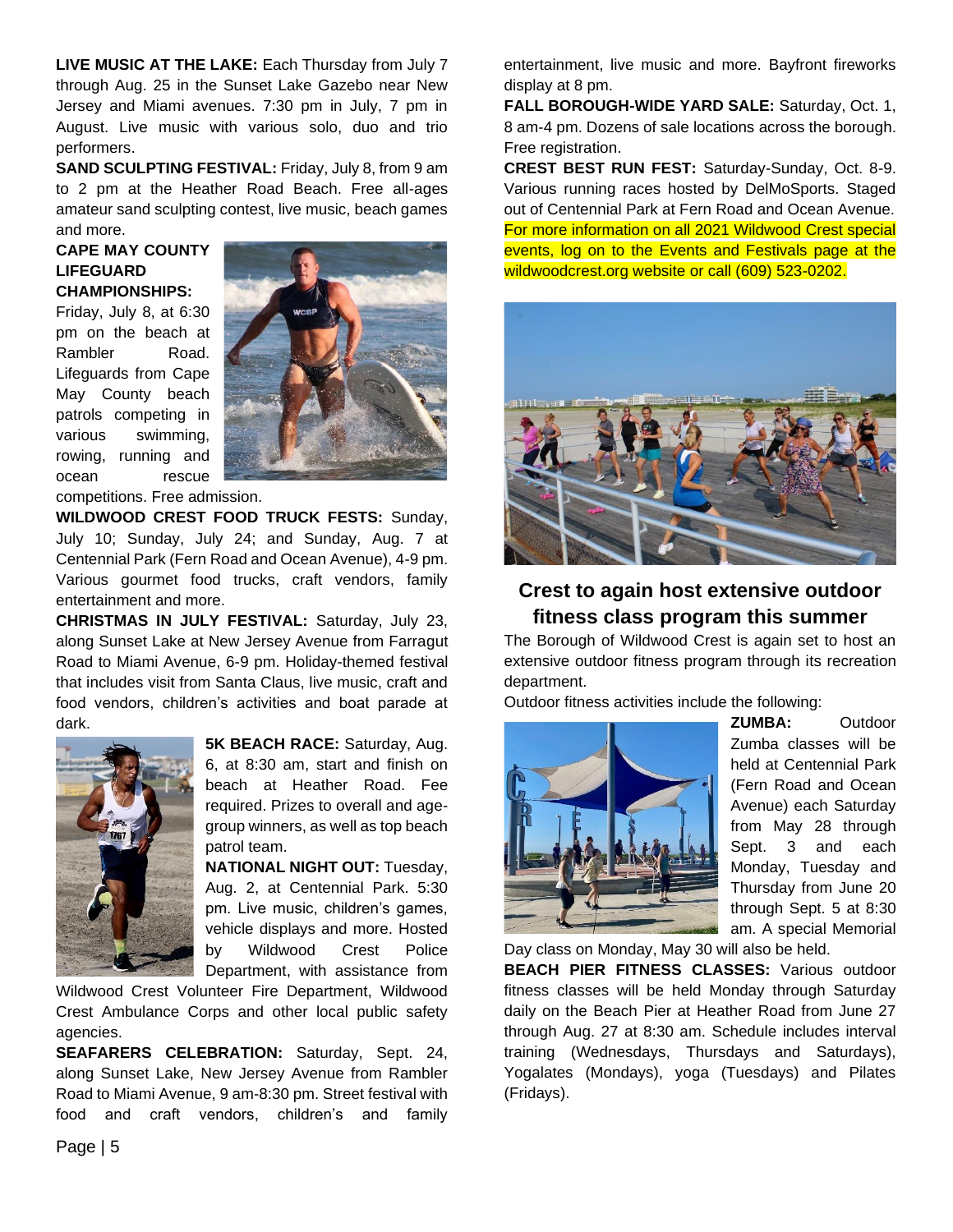**LIVE MUSIC AT THE LAKE:** Each Thursday from July 7 through Aug. 25 in the Sunset Lake Gazebo near New Jersey and Miami avenues. 7:30 pm in July, 7 pm in August. Live music with various solo, duo and trio performers.

**SAND SCULPTING FESTIVAL:** Friday, July 8, from 9 am to 2 pm at the Heather Road Beach. Free all-ages amateur sand sculpting contest, live music, beach games and more.

**CAPE MAY COUNTY LIFEGUARD CHAMPIONSHIPS:** Friday, July 8, at 6:30 pm on the beach at Rambler Road. Lifeguards from Cape May County beach patrols competing in various swimming, rowing, running and ocean rescue competitions. Free admission.

**WILDWOOD CREST FOOD TRUCK FESTS:** Sunday, July 10; Sunday, July 24; and Sunday, Aug. 7 at Centennial Park (Fern Road and Ocean Avenue), 4-9 pm. Various gourmet food trucks, craft vendors, family entertainment and more.

**CHRISTMAS IN JULY FESTIVAL:** Saturday, July 23, along Sunset Lake at New Jersey Avenue from Farragut Road to Miami Avenue, 6-9 pm. Holiday-themed festival that includes visit from Santa Claus, live music, craft and food vendors, children's activities and boat parade at dark.

**5K BEACH RACE:** Saturday, Aug. 6, at 8:30 am, start and finish on beach at Heather Road. Fee required. Prizes to overall and age-group winners, as well as top beach patrol team.

**NATIONAL NIGHT OUT:** Tuesday, Aug. 2, at Centennial Park. 5:30 pm. Live music, children's games, vehicle displays and more. Hosted by Wildwood Crest Police Department, with assistance from Wildwood Crest Volunteer Fire Department, Wildwood Crest Ambulance Corps and other local public safety agencies.

**SEAFARERS CELEBRATION:** Saturday, Sept. 24, along Sunset Lake, New Jersey Avenue from Rambler Road to Miami Avenue, 9 am-8:30 pm. Street festival with food and craft vendors, children's and family entertainment, live music and more. Bayfront fireworks display at 8 pm.

**FALL BOROUGH-WIDE YARD SALE:** Saturday, Oct. 1, 8 am-4 pm. Dozens of sale locations across the borough. Free registration.

**CREST BEST RUN FEST:** Saturday-Sunday, Oct. 8-9. Various running races hosted by DelMoSports. Staged out of Centennial Park at Fern Road and Ocean Avenue.

For more information on all 2021 Wildwood Crest special events, log on to the Events and Festivals page at the wildwoodcrest.org website or call (609) 523-0202.

## Crest to again host extensive outdoor fitness class program this summer

The Borough of Wildwood Crest is again set to host an extensive outdoor fitness program through its recreation department.

Outdoor fitness activities include the following:

**ZUMBA:** Outdoor Zumba classes will be held at Centennial Park (Fern Road and Ocean Avenue) each Saturday from May 28 through Sept. 3 and each Monday, Tuesday and Thursday from June 20 through Sept. 5 at 8:30 am. A special Memorial Day class on Monday, May 30 will also be held.

**BEACH PIER FITNESS CLASSES:** Various outdoor fitness classes will be held Monday through Saturday daily on the Beach Pier at Heather Road from June 27 through Aug. 27 at 8:30 am. Schedule includes interval training (Wednesdays, Thursdays and Saturdays), Yogalates (Mondays), yoga (Tuesdays) and Pilates (Fridays).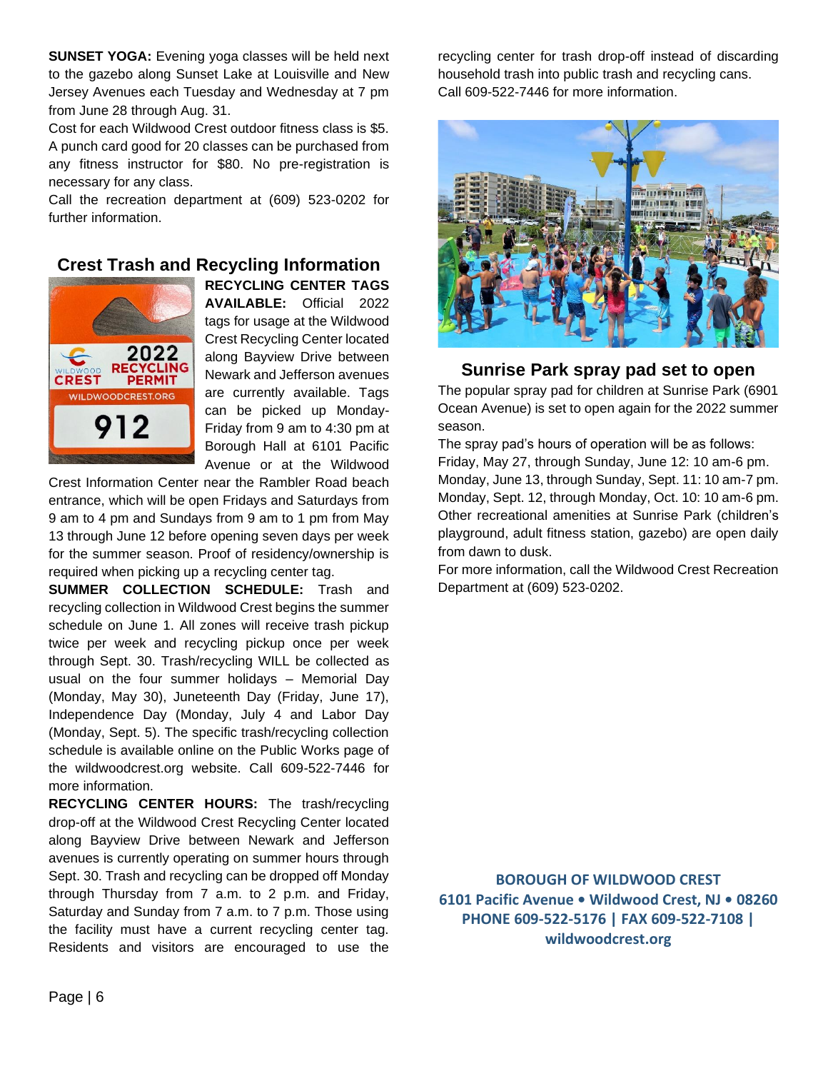**SUNSET YOGA:** Evening yoga classes will be held next to the gazebo along Sunset Lake at Louisville and New Jersey Avenues each Tuesday and Wednesday at 7 pm from June 28 through Aug. 31.

Cost for each Wildwood Crest outdoor fitness class is $5. A punch card good for 20 classes can be purchased from any fitness instructor for $80. No pre-registration is necessary for any class.

Call the recreation department at (609) 523-0202 for further information.

## Crest Trash and Recycling Information

**RECYCLING CENTER TAGS AVAILABLE:** Official 2022 tags for usage at the Wildwood Crest Recycling Center located along Bayview Drive between Newark and Jefferson avenues are currently available. Tags can be picked up Monday-Friday from 9 am to 4:30 pm at Borough Hall at 6101 Pacific Avenue or at the Wildwood Crest Information Center near the Rambler Road beach entrance, which will be open Fridays and Saturdays from 9 am to 4 pm and Sundays from 9 am to 1 pm from May 13 through June 12 before opening seven days per week for the summer season. Proof of residency/ownership is required when picking up a recycling center tag.

**SUMMER COLLECTION SCHEDULE:** Trash and recycling collection in Wildwood Crest begins the summer schedule on June 1. All zones will receive trash pickup twice per week and recycling pickup once per week through Sept. 30. Trash/recycling WILL be collected as usual on the four summer holidays – Memorial Day (Monday, May 30), Juneteenth Day (Friday, June 17), Independence Day (Monday, July 4 and Labor Day (Monday, Sept. 5). The specific trash/recycling collection schedule is available online on the Public Works page of the wildwoodcrest.org website. Call 609-522-7446 for more information.

**RECYCLING CENTER HOURS:** The trash/recycling drop-off at the Wildwood Crest Recycling Center located along Bayview Drive between Newark and Jefferson avenues is currently operating on summer hours through Sept. 30. Trash and recycling can be dropped off Monday through Thursday from 7 a.m. to 2 p.m. and Friday, Saturday and Sunday from 7 a.m. to 7 p.m. Those using the facility must have a current recycling center tag. Residents and visitors are encouraged to use the recycling center for trash drop-off instead of discarding household trash into public trash and recycling cans. Call 609-522-7446 for more information.

## Sunrise Park spray pad set to open

The popular spray pad for children at Sunrise Park (6901 Ocean Avenue) is set to open again for the 2022 summer season.

The spray pad's hours of operation will be as follows:
Friday, May 27, through Sunday, June 12: 10 am-6 pm.
Monday, June 13, through Sunday, Sept. 11: 10 am-7 pm.
Monday, Sept. 12, through Monday, Oct. 10: 10 am-6 pm.

Other recreational amenities at Sunrise Park (children's playground, adult fitness station, gazebo) are open daily from dawn to dusk.

For more information, call the Wildwood Crest Recreation Department at (609) 523-0202.

**BOROUGH OF WILDWOOD CREST**
**6101 Pacific Avenue • Wildwood Crest, NJ • 08260**
**PHONE 609-522-5176 | FAX 609-522-7108 |**
**wildwoodcrest.org**